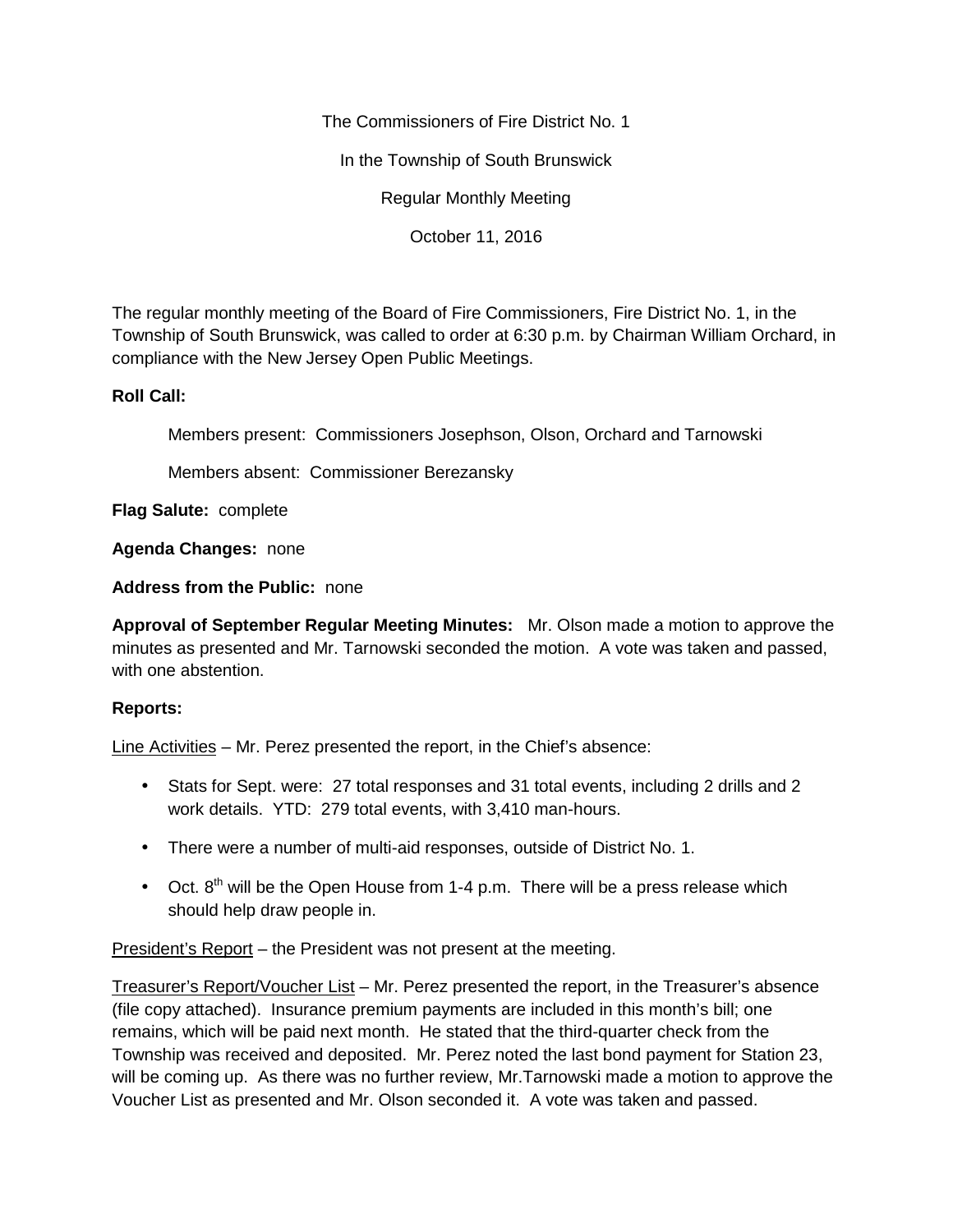The Commissioners of Fire District No. 1

In the Township of South Brunswick

Regular Monthly Meeting

October 11, 2016

The regular monthly meeting of the Board of Fire Commissioners, Fire District No. 1, in the Township of South Brunswick, was called to order at 6:30 p.m. by Chairman William Orchard, in compliance with the New Jersey Open Public Meetings.

**Roll Call:**

Members present: Commissioners Josephson, Olson, Orchard and Tarnowski

Members absent: Commissioner Berezansky

**Flag Salute:** complete

**Agenda Changes:** none

**Address from the Public:** none

**Approval of September Regular Meeting Minutes:** Mr. Olson made a motion to approve the minutes as presented and Mr. Tarnowski seconded the motion. A vote was taken and passed, with one abstention.

**Reports:**

Line Activities – Mr. Perez presented the report, in the Chief's absence:

- Stats for Sept. were: 27 total responses and 31 total events, including 2 drills and 2 work details. YTD: 279 total events, with 3,410 man-hours.
- There were a number of multi-aid responses, outside of District No. 1.
- Oct. 8th will be the Open House from 1-4 p.m. There will be a press release which should help draw people in.

President's Report – the President was not present at the meeting.

Treasurer's Report/Voucher List – Mr. Perez presented the report, in the Treasurer's absence (file copy attached). Insurance premium payments are included in this month's bill; one remains, which will be paid next month. He stated that the third-quarter check from the Township was received and deposited. Mr. Perez noted the last bond payment for Station 23, will be coming up. As there was no further review, Mr.Tarnowski made a motion to approve the Voucher List as presented and Mr. Olson seconded it. A vote was taken and passed.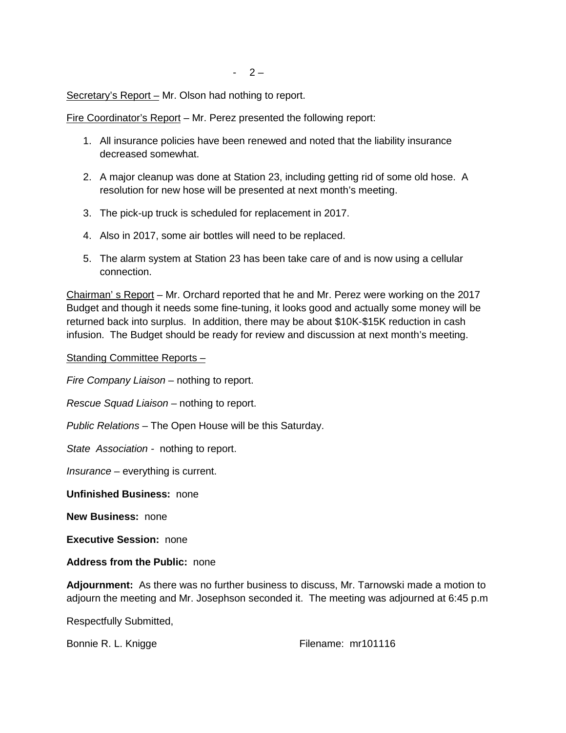Secretary's Report – Mr. Olson had nothing to report.

Fire Coordinator's Report – Mr. Perez presented the following report:

1. All insurance policies have been renewed and noted that the liability insurance decreased somewhat.

2. A major cleanup was done at Station 23, including getting rid of some old hose. A resolution for new hose will be presented at next month's meeting.

3. The pick-up truck is scheduled for replacement in 2017.

4. Also in 2017, some air bottles will need to be replaced.

5. The alarm system at Station 23 has been take care of and is now using a cellular connection.

Chairman' s Report – Mr. Orchard reported that he and Mr. Perez were working on the 2017 Budget and though it needs some fine-tuning, it looks good and actually some money will be returned back into surplus. In addition, there may be about $10K-$15K reduction in cash infusion. The Budget should be ready for review and discussion at next month's meeting.

Standing Committee Reports –

*Fire Company Liaison* – nothing to report.

*Rescue Squad Liaison* – nothing to report.

*Public Relations* – The Open House will be this Saturday.

*State Association* - nothing to report.

*Insurance* – everything is current.

**Unfinished Business:** none

**New Business:** none

**Executive Session:** none

**Address from the Public:** none

**Adjournment:** As there was no further business to discuss, Mr. Tarnowski made a motion to adjourn the meeting and Mr. Josephson seconded it. The meeting was adjourned at 6:45 p.m

Respectfully Submitted,

Bonnie R. L. Knigge Filename: mr101116